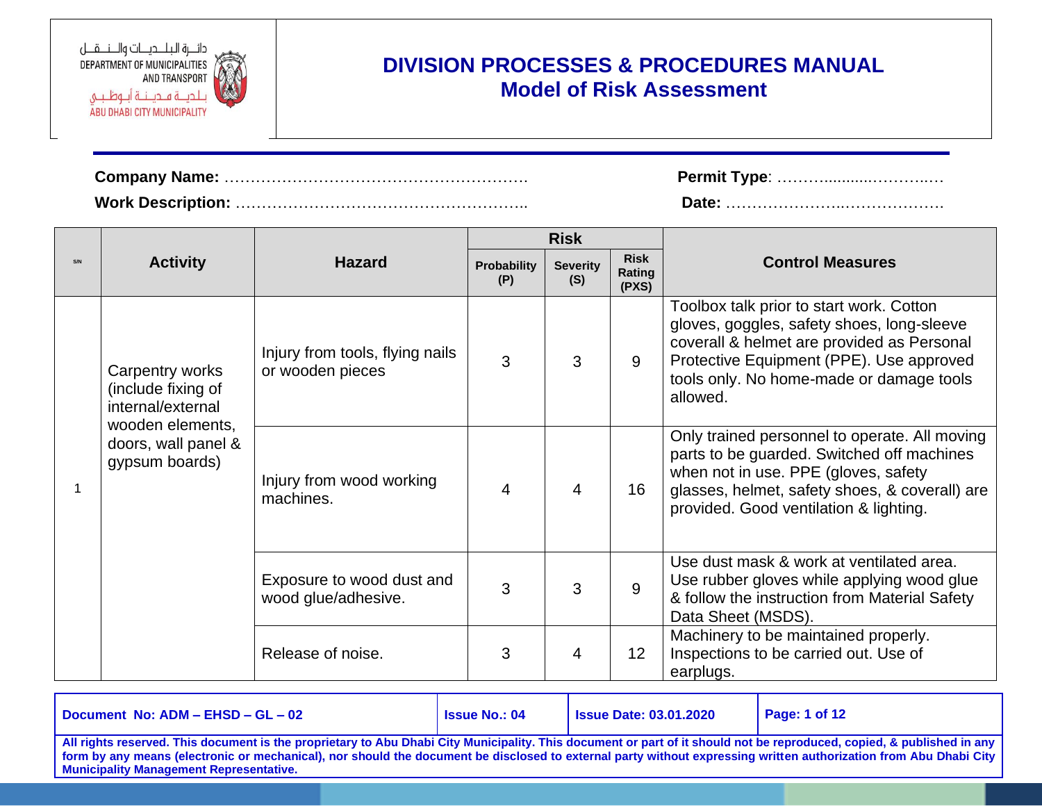# DIVISION PROCESSES & PROCEDURES MANUAL

## Model of Risk Assessment

**Company Name:** ………………………………………………….

**Permit Type**: ……….........………..…

**Work Description:** ………………………………………………..

**Date:** ……………………..………………

| S/N | Activity | Hazard | Risk | | | Control Measures |
|---|---|---|---|---|---|---|
| | | | Probability (P) | Severity (S) | Risk Rating (PXS) | |
| 1 | Carpentry works (include fixing of internal/external wooden elements, doors, wall panel & gypsum boards) | Injury from tools, flying nails or wooden pieces | 3 | 3 | 9 | Toolbox talk prior to start work. Cotton gloves, goggles, safety shoes, long-sleeve coverall & helmet are provided as Personal Protective Equipment (PPE). Use approved tools only. No home-made or damage tools allowed. |
| | | Injury from wood working machines. | 4 | 4 | 16 | Only trained personnel to operate. All moving parts to be guarded. Switched off machines when not in use. PPE (gloves, safety glasses, helmet, safety shoes, & coverall) are provided. Good ventilation & lighting. |
| | | Exposure to wood dust and wood glue/adhesive. | 3 | 3 | 9 | Use dust mask & work at ventilated area. Use rubber gloves while applying wood glue & follow the instruction from Material Safety Data Sheet (MSDS). |
| | | Release of noise. | 3 | 4 | 12 | Machinery to be maintained properly. Inspections to be carried out. Use of earplugs. |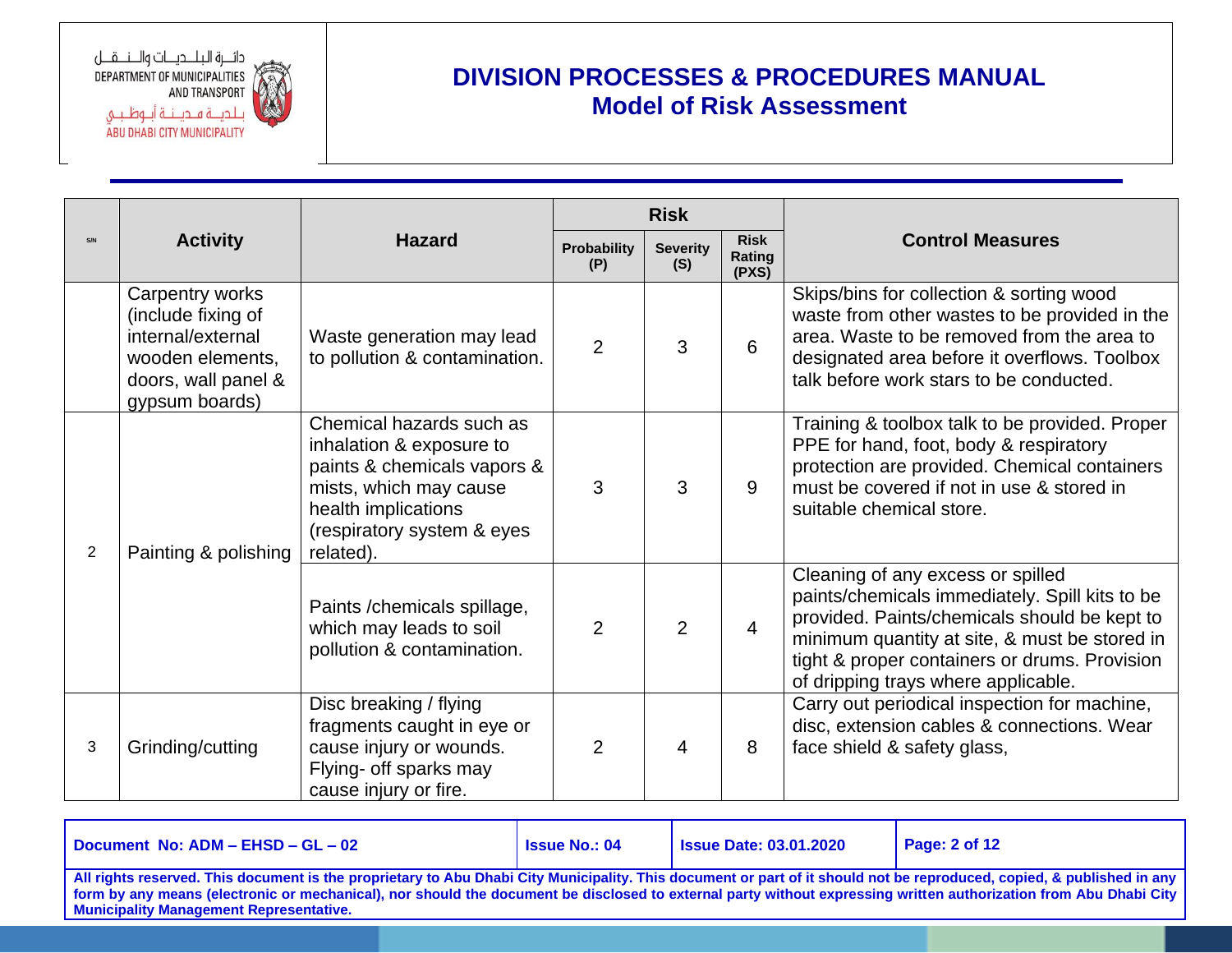| S/N | Activity | Hazard | Risk | | | Control Measures |
|---|---|---|---|---|---|---|
| | | | Probability (P) | Severity (S) | Risk Rating (PXS) | |
| | Carpentry works (include fixing of internal/external wooden elements, doors, wall panel & gypsum boards) | Waste generation may lead to pollution & contamination. | 2 | 3 | 6 | Skips/bins for collection & sorting wood waste from other wastes to be provided in the area. Waste to be removed from the area to designated area before it overflows. Toolbox talk before work stars to be conducted. |
| 2 | Painting & polishing | Chemical hazards such as inhalation & exposure to paints & chemicals vapors & mists, which may cause health implications (respiratory system & eyes related). | 3 | 3 | 9 | Training & toolbox talk to be provided. Proper PPE for hand, foot, body & respiratory protection are provided. Chemical containers must be covered if not in use & stored in suitable chemical store. |
| | | Paints /chemicals spillage, which may leads to soil pollution & contamination. | 2 | 2 | 4 | Cleaning of any excess or spilled paints/chemicals immediately. Spill kits to be provided. Paints/chemicals should be kept to minimum quantity at site, & must be stored in tight & proper containers or drums. Provision of dripping trays where applicable. |
| 3 | Grinding/cutting | Disc breaking / flying fragments caught in eye or cause injury or wounds. Flying- off sparks may cause injury or fire. | 2 | 4 | 8 | Carry out periodical inspection for machine, disc, extension cables & connections. Wear face shield & safety glass, |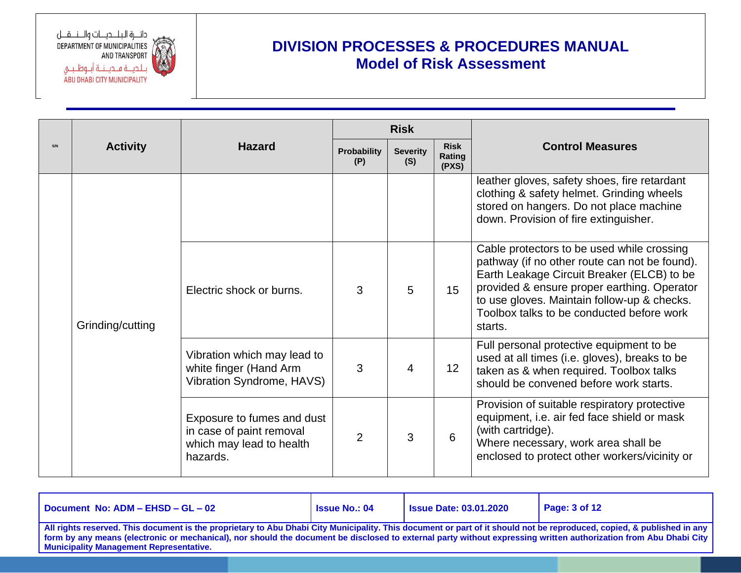| S/N | Activity | Hazard | Risk | | | Control Measures |
|---|---|---|---|---|---|---|
| | | | Probability (P) | Severity (S) | Risk Rating (PXS) | |
| | Grinding/cutting | | | | | leather gloves, safety shoes, fire retardant clothing & safety helmet. Grinding wheels stored on hangers. Do not place machine down. Provision of fire extinguisher. |
| | | Electric shock or burns. | 3 | 5 | 15 | Cable protectors to be used while crossing pathway (if no other route can not be found). Earth Leakage Circuit Breaker (ELCB) to be provided & ensure proper earthing. Operator to use gloves. Maintain follow-up & checks. Toolbox talks to be conducted before work starts. |
| | | Vibration which may lead to white finger (Hand Arm Vibration Syndrome, HAVS) | 3 | 4 | 12 | Full personal protective equipment to be used at all times (i.e. gloves), breaks to be taken as & when required. Toolbox talks should be convened before work starts. |
| | | Exposure to fumes and dust in case of paint removal which may lead to health hazards. | 2 | 3 | 6 | Provision of suitable respiratory protective equipment, i.e. air fed face shield or mask (with cartridge). Where necessary, work area shall be enclosed to protect other workers/vicinity or |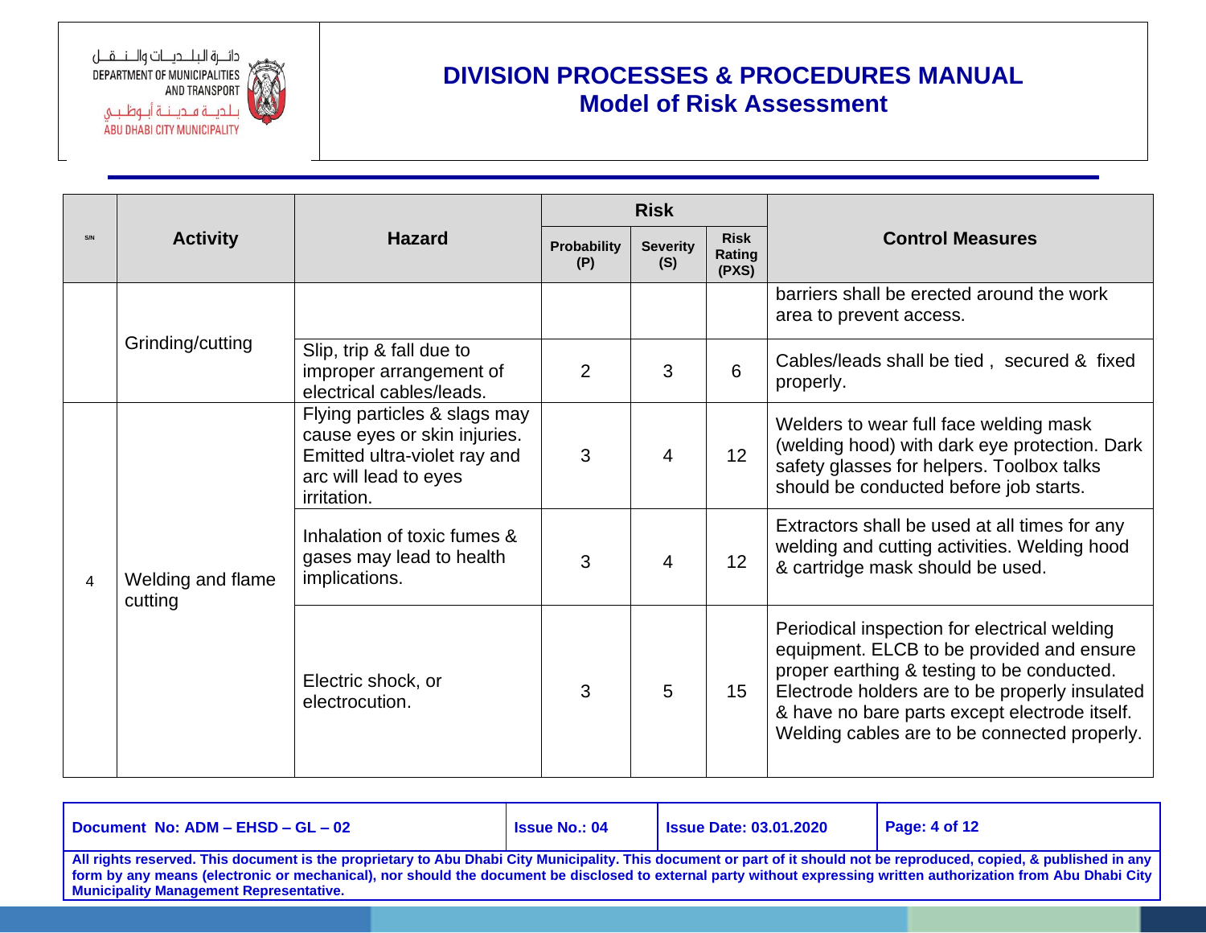# DIVISION PROCESSES & PROCEDURES MANUAL

## Model of Risk Assessment

| S/N | Activity | Hazard | Risk | | | Control Measures |
|---|---|---|---|---|---|---|
| | | | Probability (P) | Severity (S) | Risk Rating (PXS) | |
| | Grinding/cutting | | | | | barriers shall be erected around the work area to prevent access. |
| | | Slip, trip & fall due to improper arrangement of electrical cables/leads. | 2 | 3 | 6 | Cables/leads shall be tied , secured & fixed properly. |
| 4 | Welding and flame cutting | Flying particles & slags may cause eyes or skin injuries. Emitted ultra-violet ray and arc will lead to eyes irritation. | 3 | 4 | 12 | Welders to wear full face welding mask (welding hood) with dark eye protection. Dark safety glasses for helpers. Toolbox talks should be conducted before job starts. |
| | | Inhalation of toxic fumes & gases may lead to health implications. | 3 | 4 | 12 | Extractors shall be used at all times for any welding and cutting activities. Welding hood & cartridge mask should be used. |
| | | Electric shock, or electrocution. | 3 | 5 | 15 | Periodical inspection for electrical welding equipment. ELCB to be provided and ensure proper earthing & testing to be conducted. Electrode holders are to be properly insulated & have no bare parts except electrode itself. Welding cables are to be connected properly. |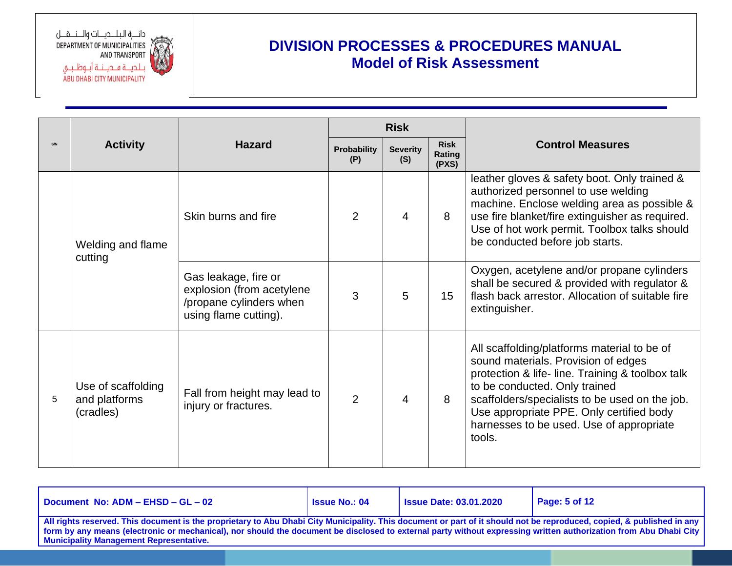| S/N | Activity | Hazard | Risk | | | Control Measures |
|---|---|---|---|---|---|---|
| | | | Probability (P) | Severity (S) | Risk Rating (PXS) | |
| | Welding and flame cutting | Skin burns and fire | 2 | 4 | 8 | leather gloves & safety boot. Only trained & authorized personnel to use welding machine. Enclose welding area as possible & use fire blanket/fire extinguisher as required. Use of hot work permit. Toolbox talks should be conducted before job starts. |
| | | Gas leakage, fire or explosion (from acetylene /propane cylinders when using flame cutting). | 3 | 5 | 15 | Oxygen, acetylene and/or propane cylinders shall be secured & provided with regulator & flash back arrestor. Allocation of suitable fire extinguisher. |
| 5 | Use of scaffolding and platforms (cradles) | Fall from height may lead to injury or fractures. | 2 | 4 | 8 | All scaffolding/platforms material to be of sound materials. Provision of edges protection & life- line. Training & toolbox talk to be conducted. Only trained scaffolders/specialists to be used on the job. Use appropriate PPE. Only certified body harnesses to be used. Use of appropriate tools. |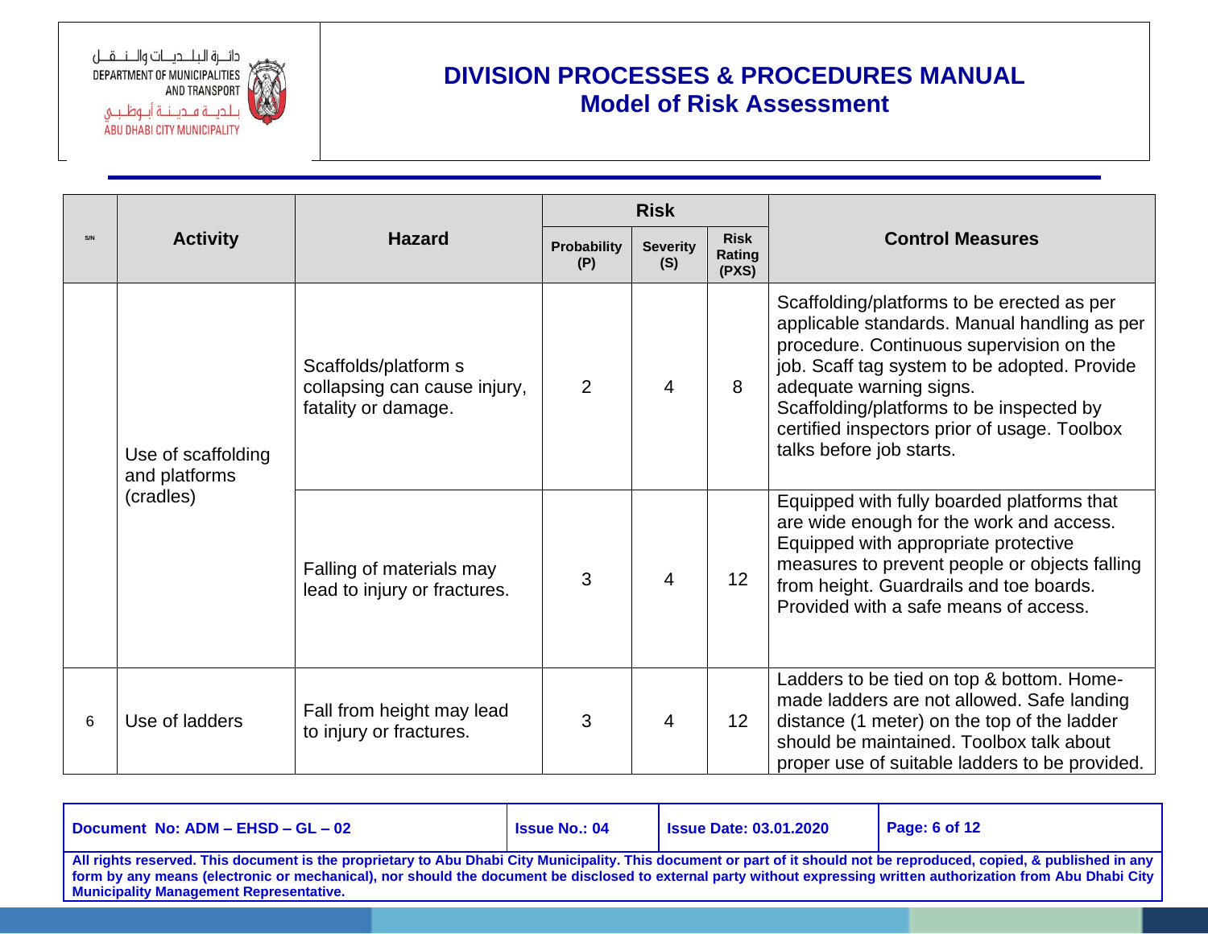| S/N | Activity | Hazard | Risk | | | Control Measures |
|---|---|---|---|---|---|---|
| | | | Probability (P) | Severity (S) | Risk Rating (PXS) | |
| | Use of scaffolding and platforms (cradles) | Scaffolds/platform s collapsing can cause injury, fatality or damage. | 2 | 4 | 8 | Scaffolding/platforms to be erected as per applicable standards. Manual handling as per procedure. Continuous supervision on the job. Scaff tag system to be adopted. Provide adequate warning signs. Scaffolding/platforms to be inspected by certified inspectors prior of usage. Toolbox talks before job starts. |
| | | Falling of materials may lead to injury or fractures. | 3 | 4 | 12 | Equipped with fully boarded platforms that are wide enough for the work and access. Equipped with appropriate protective measures to prevent people or objects falling from height. Guardrails and toe boards. Provided with a safe means of access. |
| 6 | Use of ladders | Fall from height may lead to injury or fractures. | 3 | 4 | 12 | Ladders to be tied on top & bottom. Home-made ladders are not allowed. Safe landing distance (1 meter) on the top of the ladder should be maintained. Toolbox talk about proper use of suitable ladders to be provided. |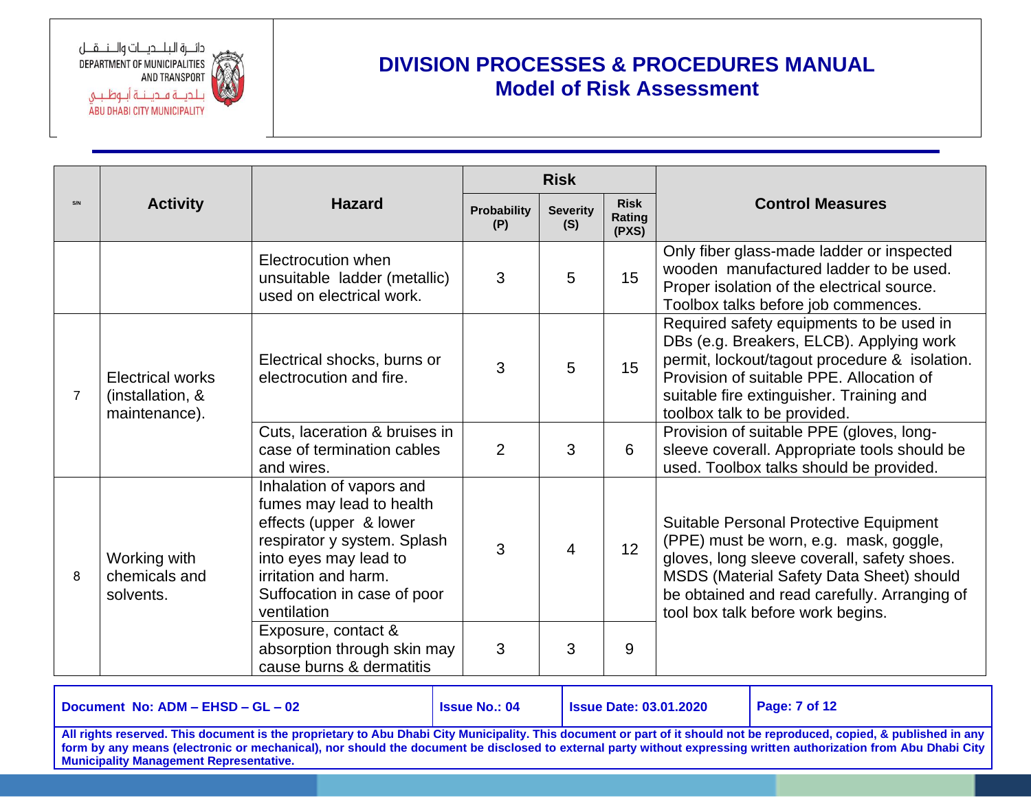| S/N | Activity | Hazard | Risk | | | Control Measures |
|---|---|---|---|---|---|---|
| | | | Probability (P) | Severity (S) | Risk Rating (PXS) | |
| | | Electrocution when unsuitable ladder (metallic) used on electrical work. | 3 | 5 | 15 | Only fiber glass-made ladder or inspected wooden manufactured ladder to be used. Proper isolation of the electrical source. Toolbox talks before job commences. |
| 7 | Electrical works (installation, & maintenance). | Electrical shocks, burns or electrocution and fire. | 3 | 5 | 15 | Required safety equipments to be used in DBs (e.g. Breakers, ELCB). Applying work permit, lockout/tagout procedure & isolation. Provision of suitable PPE. Allocation of suitable fire extinguisher. Training and toolbox talk to be provided. |
| | | Cuts, laceration & bruises in case of termination cables and wires. | 2 | 3 | 6 | Provision of suitable PPE (gloves, long-sleeve coverall. Appropriate tools should be used. Toolbox talks should be provided. |
| 8 | Working with chemicals and solvents. | Inhalation of vapors and fumes may lead to health effects (upper & lower respirator y system. Splash into eyes may lead to irritation and harm. Suffocation in case of poor ventilation | 3 | 4 | 12 | Suitable Personal Protective Equipment (PPE) must be worn, e.g. mask, goggle, gloves, long sleeve coverall, safety shoes. MSDS (Material Safety Data Sheet) should be obtained and read carefully. Arranging of tool box talk before work begins. |
| | | Exposure, contact & absorption through skin may cause burns & dermatitis | 3 | 3 | 9 | |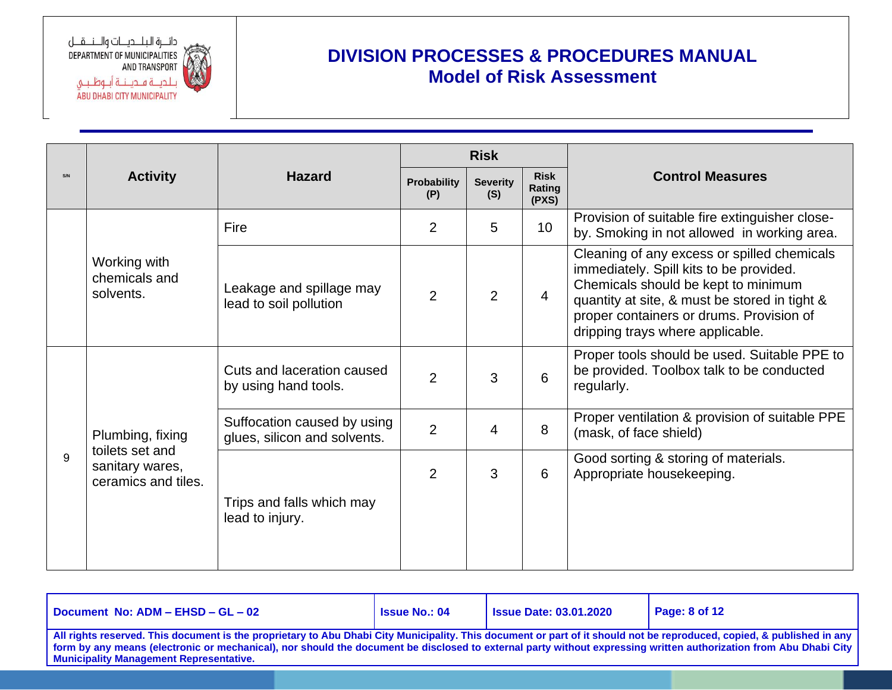| S/N | Activity | Hazard | Risk | | | Control Measures |
|---|---|---|---|---|---|---|
| | | | Probability (P) | Severity (S) | Risk Rating (PXS) | |
| | Working with chemicals and solvents. | Fire | 2 | 5 | 10 | Provision of suitable fire extinguisher close-by. Smoking in not allowed in working area. |
| | | Leakage and spillage may lead to soil pollution | 2 | 2 | 4 | Cleaning of any excess or spilled chemicals immediately. Spill kits to be provided. Chemicals should be kept to minimum quantity at site, & must be stored in tight & proper containers or drums. Provision of dripping trays where applicable. |
| 9 | Plumbing, fixing toilets set and sanitary wares, ceramics and tiles. | Cuts and laceration caused by using hand tools. | 2 | 3 | 6 | Proper tools should be used. Suitable PPE to be provided. Toolbox talk to be conducted regularly. |
| | | Suffocation caused by using glues, silicon and solvents. | 2 | 4 | 8 | Proper ventilation & provision of suitable PPE (mask, of face shield) |
| | | Trips and falls which may lead to injury. | 2 | 3 | 6 | Good sorting & storing of materials. Appropriate housekeeping. |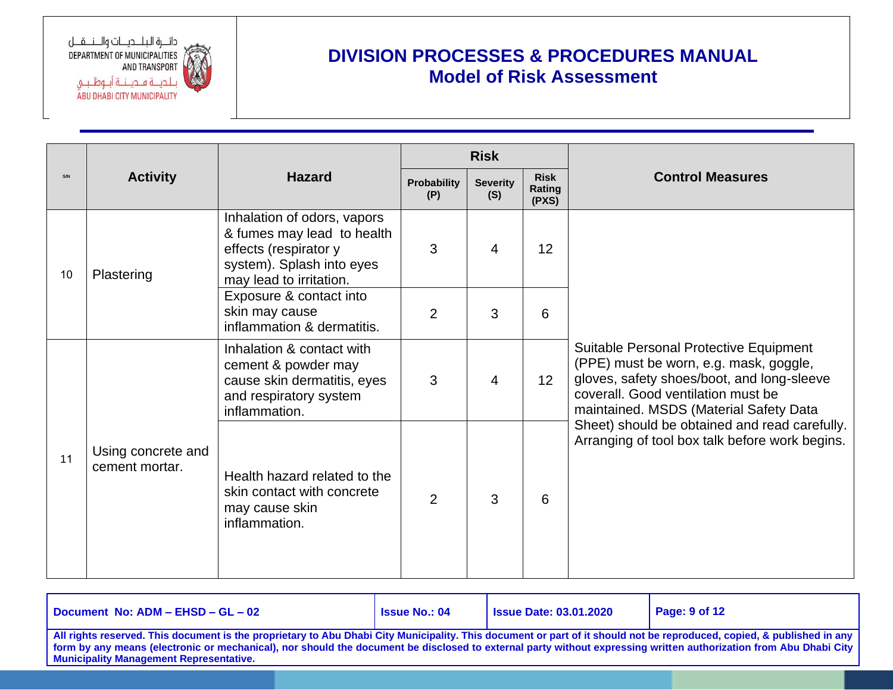| S/N | Activity | Hazard | Risk | | | Control Measures |
|---|---|---|---|---|---|---|
| | | | Probability (P) | Severity (S) | Risk Rating (PXS) | |
| 10 | Plastering | Inhalation of odors, vapors & fumes may lead to health effects (respirator y system). Splash into eyes may lead to irritation. | 3 | 4 | 12 | Suitable Personal Protective Equipment (PPE) must be worn, e.g. mask, goggle, gloves, safety shoes/boot, and long-sleeve coverall. Good ventilation must be maintained. MSDS (Material Safety Data Sheet) should be obtained and read carefully. Arranging of tool box talk before work begins. |
| | | Exposure & contact into skin may cause inflammation & dermatitis. | 2 | 3 | 6 | |
| 11 | Using concrete and cement mortar. | Inhalation & contact with cement & powder may cause skin dermatitis, eyes and respiratory system inflammation. | 3 | 4 | 12 | |
| | | Health hazard related to the skin contact with concrete may cause skin inflammation. | 2 | 3 | 6 | |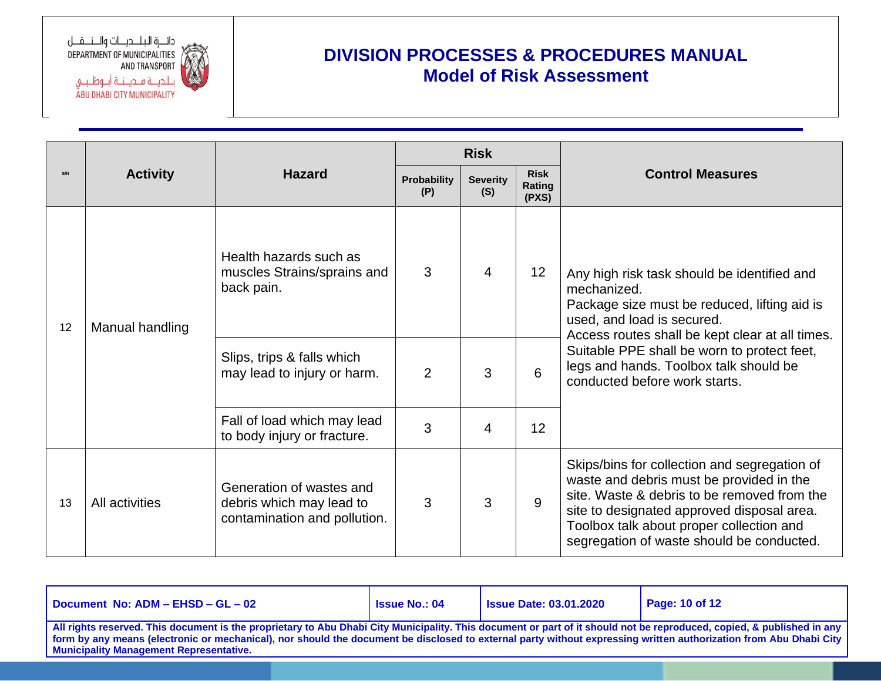| S/N | Activity | Hazard | Risk | | | Control Measures |
|---|---|---|---|---|---|---|
| | | | Probability (P) | Severity (S) | Risk Rating (PXS) | |
| 12 | Manual handling | Health hazards such as muscles Strains/sprains and back pain. | 3 | 4 | 12 | Any high risk task should be identified and mechanized. Package size must be reduced, lifting aid is used, and load is secured. Access routes shall be kept clear at all times. Suitable PPE shall be worn to protect feet, legs and hands. Toolbox talk should be conducted before work starts. |
| | | Slips, trips & falls which may lead to injury or harm. | 2 | 3 | 6 | |
| | | Fall of load which may lead to body injury or fracture. | 3 | 4 | 12 | |
| 13 | All activities | Generation of wastes and debris which may lead to contamination and pollution. | 3 | 3 | 9 | Skips/bins for collection and segregation of waste and debris must be provided in the site. Waste & debris to be removed from the site to designated approved disposal area. Toolbox talk about proper collection and segregation of waste should be conducted. |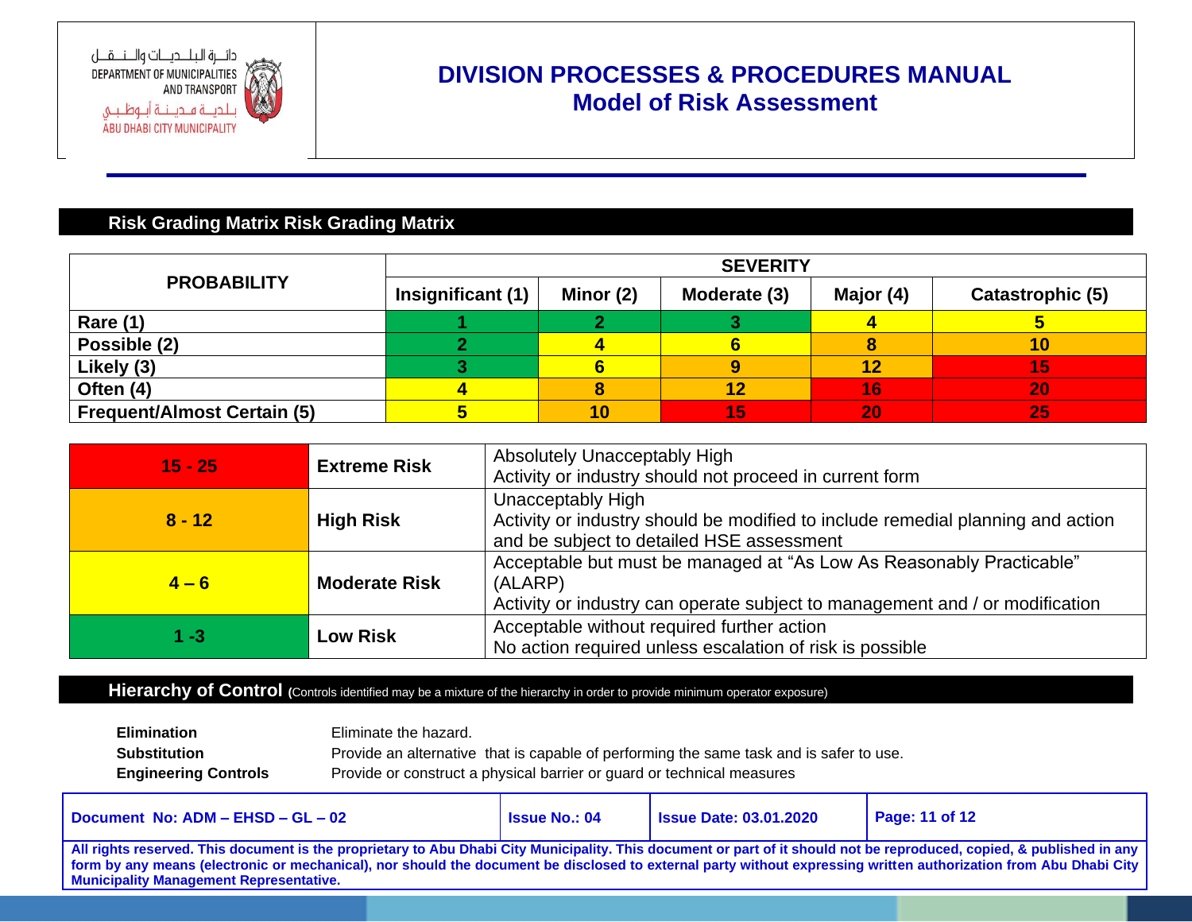## Risk Grading Matrix Risk Grading Matrix

| PROBABILITY | SEVERITY | | | | |
|---|---|---|---|---|---|
| | Insignificant (1) | Minor (2) | Moderate (3) | Major (4) | Catastrophic (5) |
| Rare (1) | 1 | 2 | 3 | 4 | 5 |
| Possible (2) | 2 | 4 | 6 | 8 | 10 |
| Likely (3) | 3 | 6 | 9 | 12 | 15 |
| Often (4) | 4 | 8 | 12 | 16 | 20 |
| Frequent/Almost Certain (5) | 5 | 10 | 15 | 20 | 25 |

| Score | Risk Level | Description |
|---|---|---|
| 15 - 25 | Extreme Risk | Absolutely Unacceptably High<br>Activity or industry should not proceed in current form |
| 8 - 12 | High Risk | Unacceptably High<br>Activity or industry should be modified to include remedial planning and action and be subject to detailed HSE assessment |
| 4 – 6 | Moderate Risk | Acceptable but must be managed at "As Low As Reasonably Practicable" (ALARP)<br>Activity or industry can operate subject to management and / or modification |
| 1 -3 | Low Risk | Acceptable without required further action<br>No action required unless escalation of risk is possible |

## Hierarchy of Control (Controls identified may be a mixture of the hierarchy in order to provide minimum operator exposure)

| | |
|---|---|
| **Elimination** | Eliminate the hazard. |
| **Substitution** | Provide an alternative that is capable of performing the same task and is safer to use. |
| **Engineering Controls** | Provide or construct a physical barrier or guard or technical measures |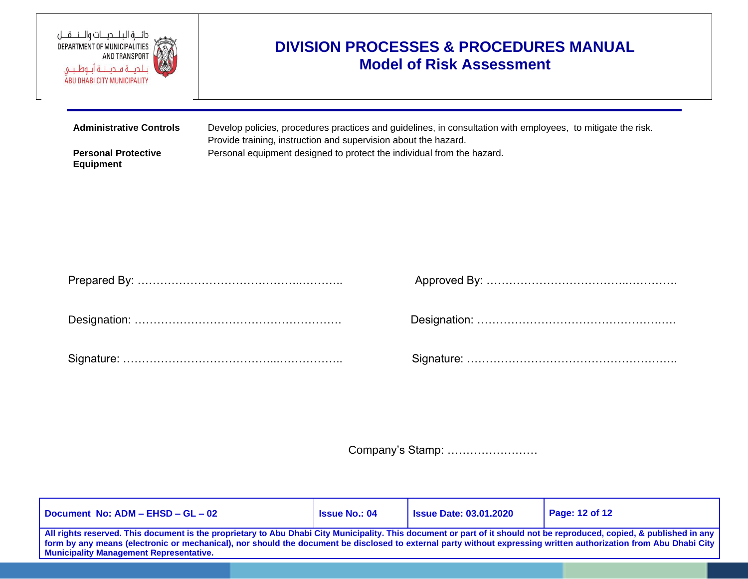| | |
|---|---|
| **Administrative Controls** | Develop policies, procedures practices and guidelines, in consultation with employees, to mitigate the risk. Provide training, instruction and supervision about the hazard. |
| **Personal Protective Equipment** | Personal equipment designed to protect the individual from the hazard. |

Prepared By: ……………………………………..………..

Designation: ……………………………………………….

Signature: …………………………………...……………..

Approved By: ……………………………..…………

Designation: …………………………………………..….

Signature: ………………………………………………..

Company's Stamp: ……………………